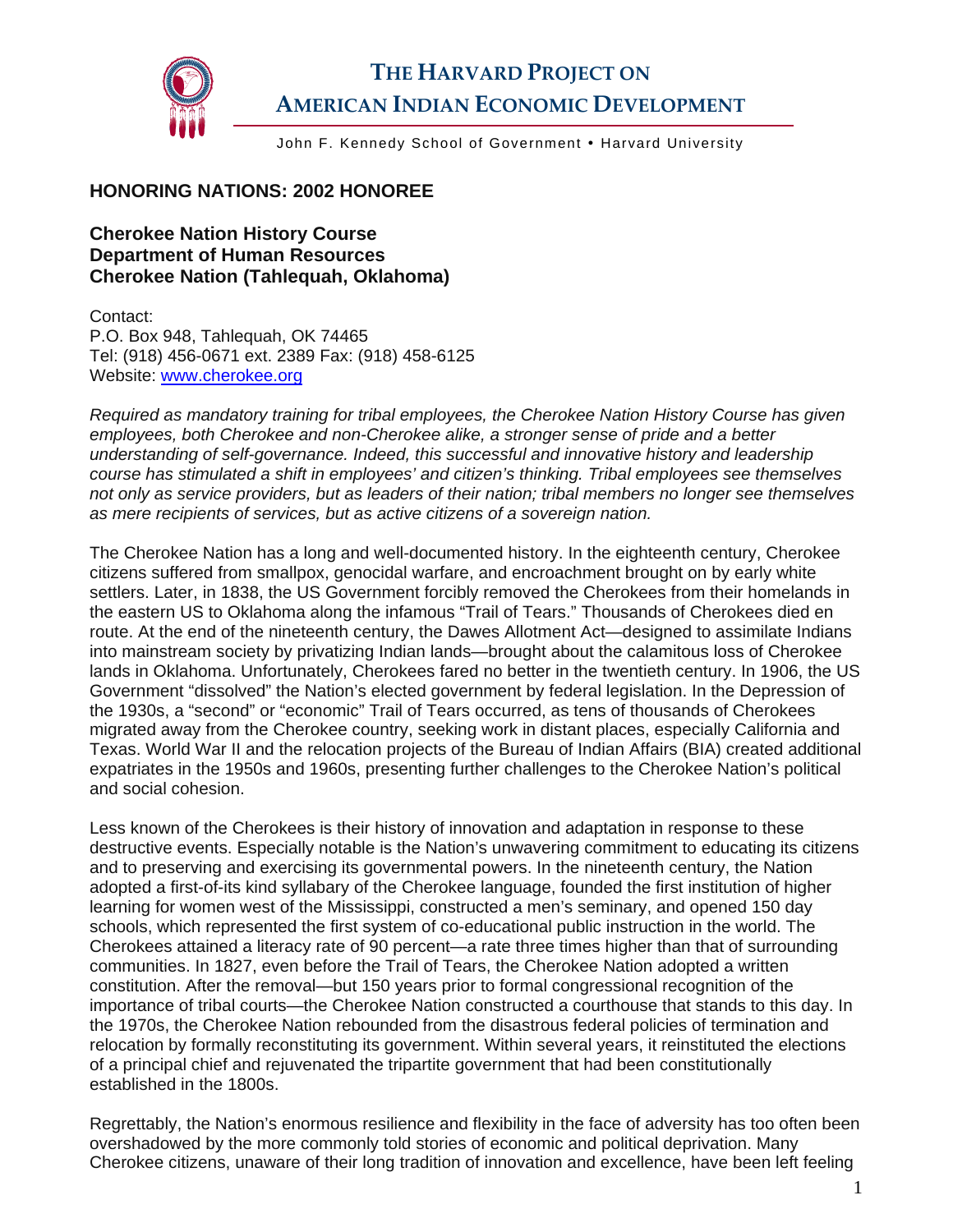# THE HARVARD PROJECT ON AMERICAN INDIAN ECONOMIC DEVELOPMENT

John F. Kennedy School of Government • Harvard University

## HONORING NATIONS: 2002 HONOREE

### Cherokee Nation History Course
### Department of Human Resources
### Cherokee Nation (Tahlequah, Oklahoma)

Contact:
P.O. Box 948, Tahlequah, OK 74465
Tel: (918) 456-0671 ext. 2389 Fax: (918) 458-6125
Website: [www.cherokee.org](http://www.cherokee.org)

*Required as mandatory training for tribal employees, the Cherokee Nation History Course has given employees, both Cherokee and non-Cherokee alike, a stronger sense of pride and a better understanding of self-governance. Indeed, this successful and innovative history and leadership course has stimulated a shift in employees' and citizen's thinking. Tribal employees see themselves not only as service providers, but as leaders of their nation; tribal members no longer see themselves as mere recipients of services, but as active citizens of a sovereign nation.*

The Cherokee Nation has a long and well-documented history. In the eighteenth century, Cherokee citizens suffered from smallpox, genocidal warfare, and encroachment brought on by early white settlers. Later, in 1838, the US Government forcibly removed the Cherokees from their homelands in the eastern US to Oklahoma along the infamous "Trail of Tears." Thousands of Cherokees died en route. At the end of the nineteenth century, the Dawes Allotment Act—designed to assimilate Indians into mainstream society by privatizing Indian lands—brought about the calamitous loss of Cherokee lands in Oklahoma. Unfortunately, Cherokees fared no better in the twentieth century. In 1906, the US Government "dissolved" the Nation's elected government by federal legislation. In the Depression of the 1930s, a "second" or "economic" Trail of Tears occurred, as tens of thousands of Cherokees migrated away from the Cherokee country, seeking work in distant places, especially California and Texas. World War II and the relocation projects of the Bureau of Indian Affairs (BIA) created additional expatriates in the 1950s and 1960s, presenting further challenges to the Cherokee Nation's political and social cohesion.

Less known of the Cherokees is their history of innovation and adaptation in response to these destructive events. Especially notable is the Nation's unwavering commitment to educating its citizens and to preserving and exercising its governmental powers. In the nineteenth century, the Nation adopted a first-of-its kind syllabary of the Cherokee language, founded the first institution of higher learning for women west of the Mississippi, constructed a men's seminary, and opened 150 day schools, which represented the first system of co-educational public instruction in the world. The Cherokees attained a literacy rate of 90 percent—a rate three times higher than that of surrounding communities. In 1827, even before the Trail of Tears, the Cherokee Nation adopted a written constitution. After the removal—but 150 years prior to formal congressional recognition of the importance of tribal courts—the Cherokee Nation constructed a courthouse that stands to this day. In the 1970s, the Cherokee Nation rebounded from the disastrous federal policies of termination and relocation by formally reconstituting its government. Within several years, it reinstituted the elections of a principal chief and rejuvenated the tripartite government that had been constitutionally established in the 1800s.

Regrettably, the Nation's enormous resilience and flexibility in the face of adversity has too often been overshadowed by the more commonly told stories of economic and political deprivation. Many Cherokee citizens, unaware of their long tradition of innovation and excellence, have been left feeling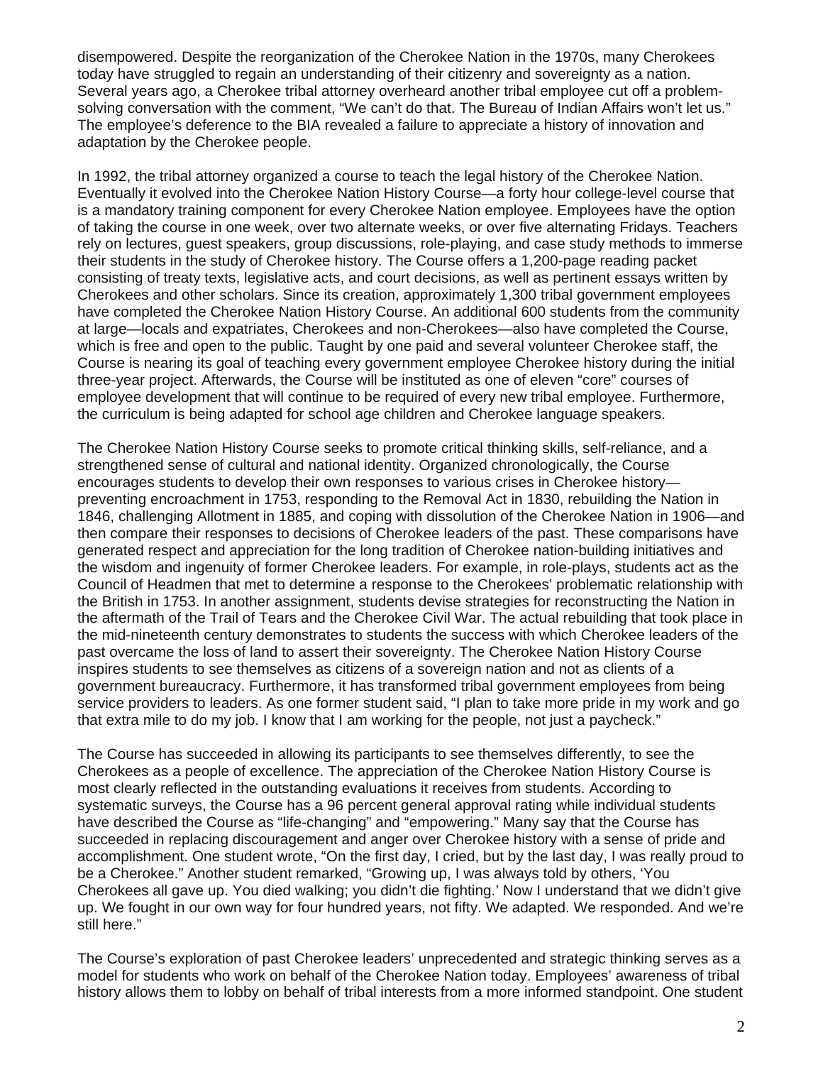disempowered. Despite the reorganization of the Cherokee Nation in the 1970s, many Cherokees today have struggled to regain an understanding of their citizenry and sovereignty as a nation. Several years ago, a Cherokee tribal attorney overheard another tribal employee cut off a problem-solving conversation with the comment, "We can't do that. The Bureau of Indian Affairs won't let us." The employee's deference to the BIA revealed a failure to appreciate a history of innovation and adaptation by the Cherokee people.

In 1992, the tribal attorney organized a course to teach the legal history of the Cherokee Nation. Eventually it evolved into the Cherokee Nation History Course—a forty hour college-level course that is a mandatory training component for every Cherokee Nation employee. Employees have the option of taking the course in one week, over two alternate weeks, or over five alternating Fridays. Teachers rely on lectures, guest speakers, group discussions, role-playing, and case study methods to immerse their students in the study of Cherokee history. The Course offers a 1,200-page reading packet consisting of treaty texts, legislative acts, and court decisions, as well as pertinent essays written by Cherokees and other scholars. Since its creation, approximately 1,300 tribal government employees have completed the Cherokee Nation History Course. An additional 600 students from the community at large—locals and expatriates, Cherokees and non-Cherokees—also have completed the Course, which is free and open to the public. Taught by one paid and several volunteer Cherokee staff, the Course is nearing its goal of teaching every government employee Cherokee history during the initial three-year project. Afterwards, the Course will be instituted as one of eleven "core" courses of employee development that will continue to be required of every new tribal employee. Furthermore, the curriculum is being adapted for school age children and Cherokee language speakers.

The Cherokee Nation History Course seeks to promote critical thinking skills, self-reliance, and a strengthened sense of cultural and national identity. Organized chronologically, the Course encourages students to develop their own responses to various crises in Cherokee history—preventing encroachment in 1753, responding to the Removal Act in 1830, rebuilding the Nation in 1846, challenging Allotment in 1885, and coping with dissolution of the Cherokee Nation in 1906—and then compare their responses to decisions of Cherokee leaders of the past. These comparisons have generated respect and appreciation for the long tradition of Cherokee nation-building initiatives and the wisdom and ingenuity of former Cherokee leaders. For example, in role-plays, students act as the Council of Headmen that met to determine a response to the Cherokees' problematic relationship with the British in 1753. In another assignment, students devise strategies for reconstructing the Nation in the aftermath of the Trail of Tears and the Cherokee Civil War. The actual rebuilding that took place in the mid-nineteenth century demonstrates to students the success with which Cherokee leaders of the past overcame the loss of land to assert their sovereignty. The Cherokee Nation History Course inspires students to see themselves as citizens of a sovereign nation and not as clients of a government bureaucracy. Furthermore, it has transformed tribal government employees from being service providers to leaders. As one former student said, "I plan to take more pride in my work and go that extra mile to do my job. I know that I am working for the people, not just a paycheck."

The Course has succeeded in allowing its participants to see themselves differently, to see the Cherokees as a people of excellence. The appreciation of the Cherokee Nation History Course is most clearly reflected in the outstanding evaluations it receives from students. According to systematic surveys, the Course has a 96 percent general approval rating while individual students have described the Course as "life-changing" and "empowering." Many say that the Course has succeeded in replacing discouragement and anger over Cherokee history with a sense of pride and accomplishment. One student wrote, "On the first day, I cried, but by the last day, I was really proud to be a Cherokee." Another student remarked, "Growing up, I was always told by others, 'You Cherokees all gave up. You died walking; you didn't die fighting.' Now I understand that we didn't give up. We fought in our own way for four hundred years, not fifty. We adapted. We responded. And we're still here."

The Course's exploration of past Cherokee leaders' unprecedented and strategic thinking serves as a model for students who work on behalf of the Cherokee Nation today. Employees' awareness of tribal history allows them to lobby on behalf of tribal interests from a more informed standpoint. One student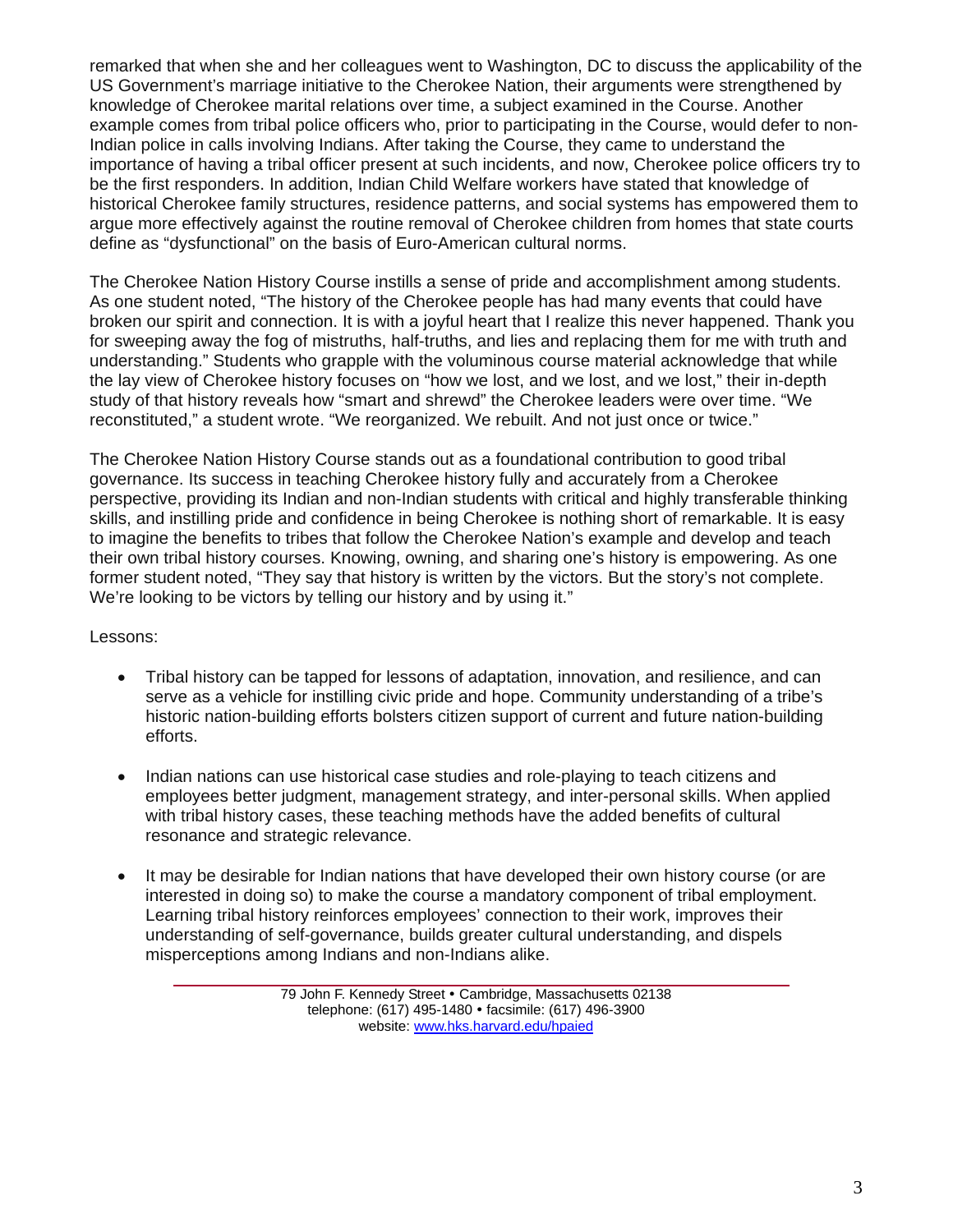remarked that when she and her colleagues went to Washington, DC to discuss the applicability of the US Government's marriage initiative to the Cherokee Nation, their arguments were strengthened by knowledge of Cherokee marital relations over time, a subject examined in the Course. Another example comes from tribal police officers who, prior to participating in the Course, would defer to non-Indian police in calls involving Indians. After taking the Course, they came to understand the importance of having a tribal officer present at such incidents, and now, Cherokee police officers try to be the first responders. In addition, Indian Child Welfare workers have stated that knowledge of historical Cherokee family structures, residence patterns, and social systems has empowered them to argue more effectively against the routine removal of Cherokee children from homes that state courts define as "dysfunctional" on the basis of Euro-American cultural norms.

The Cherokee Nation History Course instills a sense of pride and accomplishment among students. As one student noted, "The history of the Cherokee people has had many events that could have broken our spirit and connection. It is with a joyful heart that I realize this never happened. Thank you for sweeping away the fog of mistruths, half-truths, and lies and replacing them for me with truth and understanding." Students who grapple with the voluminous course material acknowledge that while the lay view of Cherokee history focuses on "how we lost, and we lost, and we lost," their in-depth study of that history reveals how "smart and shrewd" the Cherokee leaders were over time. "We reconstituted," a student wrote. "We reorganized. We rebuilt. And not just once or twice."

The Cherokee Nation History Course stands out as a foundational contribution to good tribal governance. Its success in teaching Cherokee history fully and accurately from a Cherokee perspective, providing its Indian and non-Indian students with critical and highly transferable thinking skills, and instilling pride and confidence in being Cherokee is nothing short of remarkable. It is easy to imagine the benefits to tribes that follow the Cherokee Nation's example and develop and teach their own tribal history courses. Knowing, owning, and sharing one's history is empowering. As one former student noted, "They say that history is written by the victors. But the story's not complete. We're looking to be victors by telling our history and by using it."

Lessons:

- Tribal history can be tapped for lessons of adaptation, innovation, and resilience, and can serve as a vehicle for instilling civic pride and hope. Community understanding of a tribe's historic nation-building efforts bolsters citizen support of current and future nation-building efforts.

- Indian nations can use historical case studies and role-playing to teach citizens and employees better judgment, management strategy, and inter-personal skills. When applied with tribal history cases, these teaching methods have the added benefits of cultural resonance and strategic relevance.

- It may be desirable for Indian nations that have developed their own history course (or are interested in doing so) to make the course a mandatory component of tribal employment. Learning tribal history reinforces employees' connection to their work, improves their understanding of self-governance, builds greater cultural understanding, and dispels misperceptions among Indians and non-Indians alike.